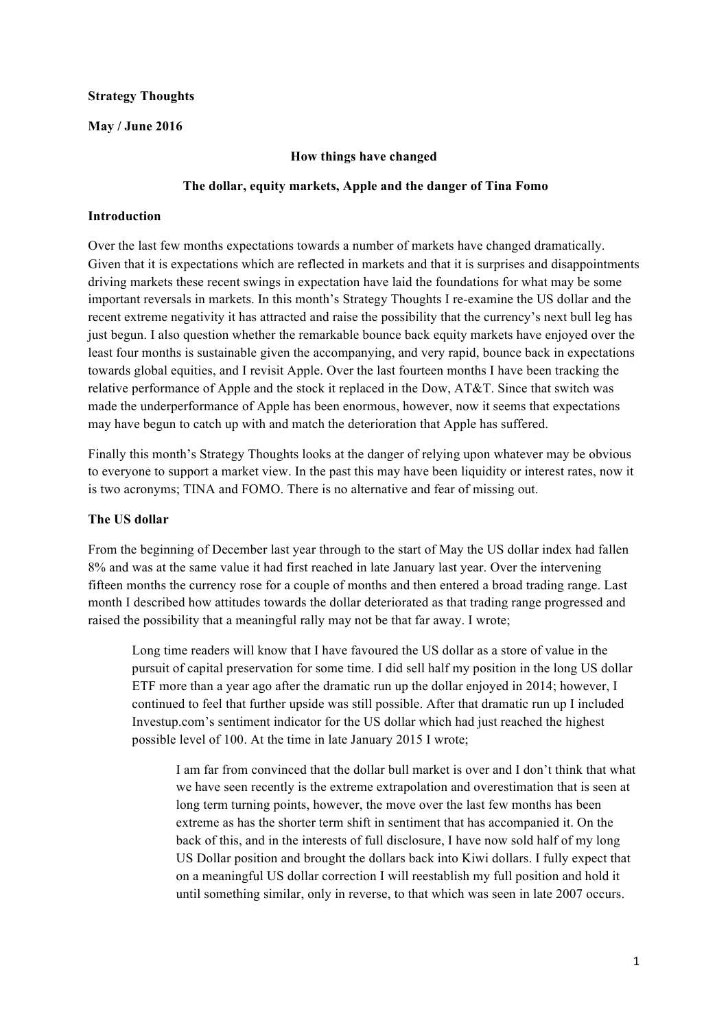**Strategy Thoughts**

**May / June 2016**

**How things have changed**

**The dollar, equity markets, Apple and the danger of Tina Fomo**

**Introduction**

Over the last few months expectations towards a number of markets have changed dramatically. Given that it is expectations which are reflected in markets and that it is surprises and disappointments driving markets these recent swings in expectation have laid the foundations for what may be some important reversals in markets. In this month's Strategy Thoughts I re-examine the US dollar and the recent extreme negativity it has attracted and raise the possibility that the currency's next bull leg has just begun. I also question whether the remarkable bounce back equity markets have enjoyed over the least four months is sustainable given the accompanying, and very rapid, bounce back in expectations towards global equities, and I revisit Apple. Over the last fourteen months I have been tracking the relative performance of Apple and the stock it replaced in the Dow, AT&T. Since that switch was made the underperformance of Apple has been enormous, however, now it seems that expectations may have begun to catch up with and match the deterioration that Apple has suffered.

Finally this month's Strategy Thoughts looks at the danger of relying upon whatever may be obvious to everyone to support a market view. In the past this may have been liquidity or interest rates, now it is two acronyms; TINA and FOMO. There is no alternative and fear of missing out.

**The US dollar**

From the beginning of December last year through to the start of May the US dollar index had fallen 8% and was at the same value it had first reached in late January last year. Over the intervening fifteen months the currency rose for a couple of months and then entered a broad trading range. Last month I described how attitudes towards the dollar deteriorated as that trading range progressed and raised the possibility that a meaningful rally may not be that far away. I wrote;

> Long time readers will know that I have favoured the US dollar as a store of value in the pursuit of capital preservation for some time. I did sell half my position in the long US dollar ETF more than a year ago after the dramatic run up the dollar enjoyed in 2014; however, I continued to feel that further upside was still possible. After that dramatic run up I included Investup.com's sentiment indicator for the US dollar which had just reached the highest possible level of 100. At the time in late January 2015 I wrote;
>
> > I am far from convinced that the dollar bull market is over and I don't think that what we have seen recently is the extreme extrapolation and overestimation that is seen at long term turning points, however, the move over the last few months has been extreme as has the shorter term shift in sentiment that has accompanied it. On the back of this, and in the interests of full disclosure, I have now sold half of my long US Dollar position and brought the dollars back into Kiwi dollars. I fully expect that on a meaningful US dollar correction I will reestablish my full position and hold it until something similar, only in reverse, to that which was seen in late 2007 occurs.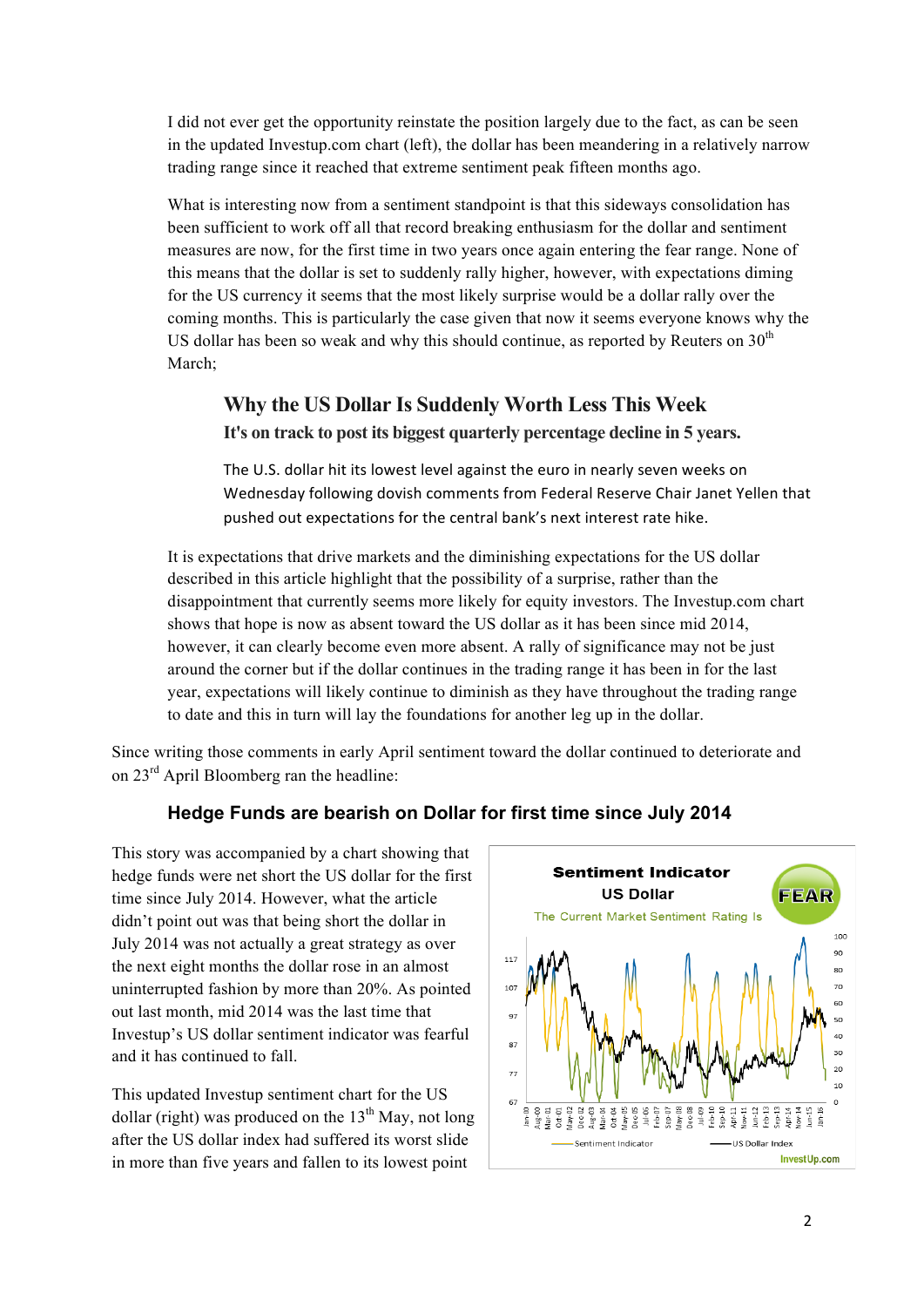I did not ever get the opportunity reinstate the position largely due to the fact, as can be seen in the updated Investup.com chart (left), the dollar has been meandering in a relatively narrow trading range since it reached that extreme sentiment peak fifteen months ago.

What is interesting now from a sentiment standpoint is that this sideways consolidation has been sufficient to work off all that record breaking enthusiasm for the dollar and sentiment measures are now, for the first time in two years once again entering the fear range. None of this means that the dollar is set to suddenly rally higher, however, with expectations diming for the US currency it seems that the most likely surprise would be a dollar rally over the coming months. This is particularly the case given that now it seems everyone knows why the US dollar has been so weak and why this should continue, as reported by Reuters on 30th March;

> ### Why the US Dollar Is Suddenly Worth Less This Week
> **It's on track to post its biggest quarterly percentage decline in 5 years.**
>
> The U.S. dollar hit its lowest level against the euro in nearly seven weeks on Wednesday following dovish comments from Federal Reserve Chair Janet Yellen that pushed out expectations for the central bank's next interest rate hike.

It is expectations that drive markets and the diminishing expectations for the US dollar described in this article highlight that the possibility of a surprise, rather than the disappointment that currently seems more likely for equity investors. The Investup.com chart shows that hope is now as absent toward the US dollar as it has been since mid 2014, however, it can clearly become even more absent. A rally of significance may not be just around the corner but if the dollar continues in the trading range it has been in for the last year, expectations will likely continue to diminish as they have throughout the trading range to date and this in turn will lay the foundations for another leg up in the dollar.

Since writing those comments in early April sentiment toward the dollar continued to deteriorate and on 23rd April Bloomberg ran the headline:

**Hedge Funds are bearish on Dollar for first time since July 2014**

This story was accompanied by a chart showing that hedge funds were net short the US dollar for the first time since July 2014. However, what the article didn't point out was that being short the dollar in July 2014 was not actually a great strategy as over the next eight months the dollar rose in an almost uninterrupted fashion by more than 20%. As pointed out last month, mid 2014 was the last time that Investup's US dollar sentiment indicator was fearful and it has continued to fall.

This updated Investup sentiment chart for the US dollar (right) was produced on the 13th May, not long after the US dollar index had suffered its worst slide in more than five years and fallen to its lowest point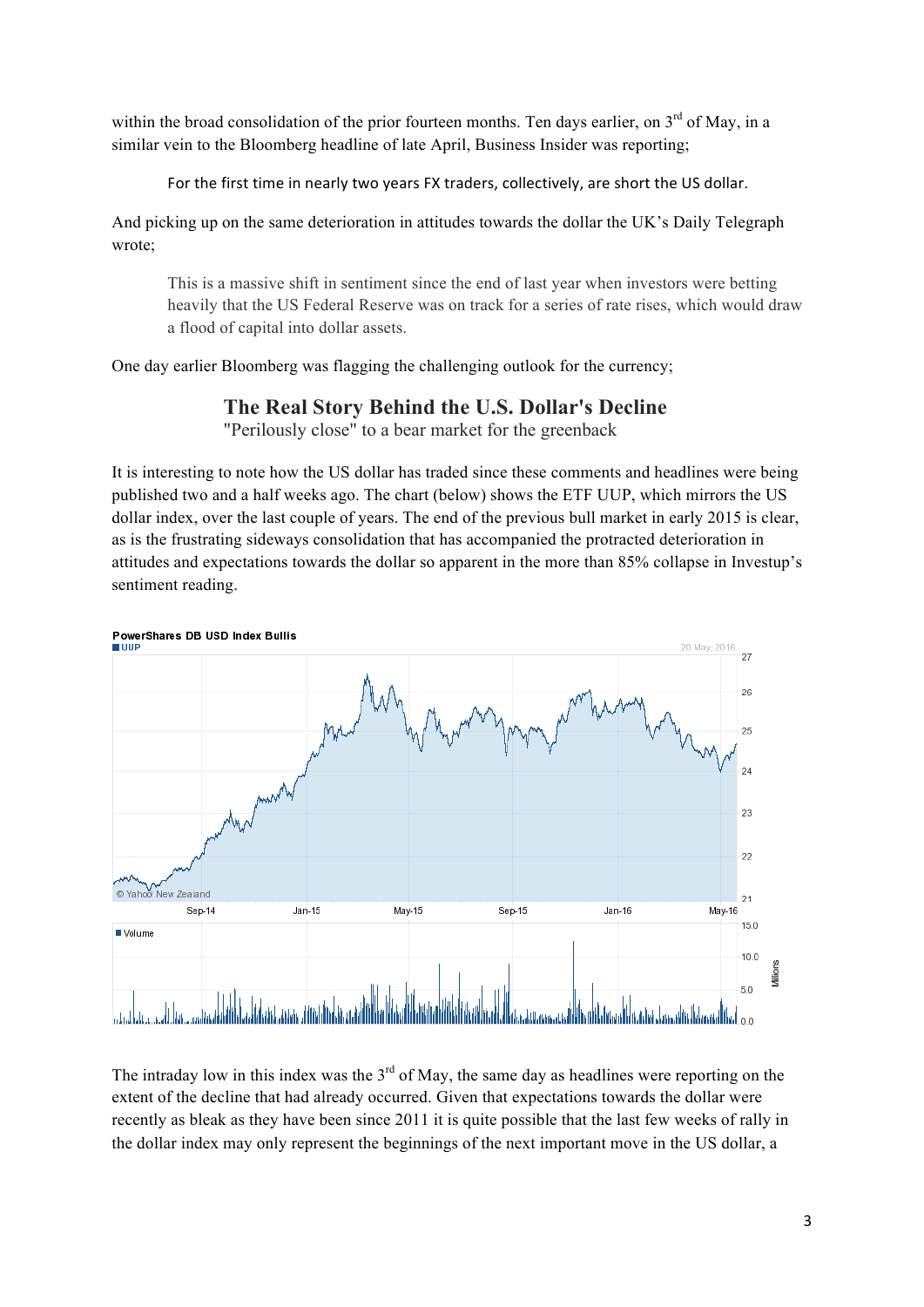within the broad consolidation of the prior fourteen months. Ten days earlier, on 3rd of May, in a similar vein to the Bloomberg headline of late April, Business Insider was reporting;

> For the first time in nearly two years FX traders, collectively, are short the US dollar.

And picking up on the same deterioration in attitudes towards the dollar the UK's Daily Telegraph wrote;

> This is a massive shift in sentiment since the end of last year when investors were betting heavily that the US Federal Reserve was on track for a series of rate rises, which would draw a flood of capital into dollar assets.

One day earlier Bloomberg was flagging the challenging outlook for the currency;

> **The Real Story Behind the U.S. Dollar's Decline**
> "Perilously close" to a bear market for the greenback

It is interesting to note how the US dollar has traded since these comments and headlines were being published two and a half weeks ago. The chart (below) shows the ETF UUP, which mirrors the US dollar index, over the last couple of years. The end of the previous bull market in early 2015 is clear, as is the frustrating sideways consolidation that has accompanied the protracted deterioration in attitudes and expectations towards the dollar so apparent in the more than 85% collapse in Investup's sentiment reading.

The intraday low in this index was the 3rd of May, the same day as headlines were reporting on the extent of the decline that had already occurred. Given that expectations towards the dollar were recently as bleak as they have been since 2011 it is quite possible that the last few weeks of rally in the dollar index may only represent the beginnings of the next important move in the US dollar, a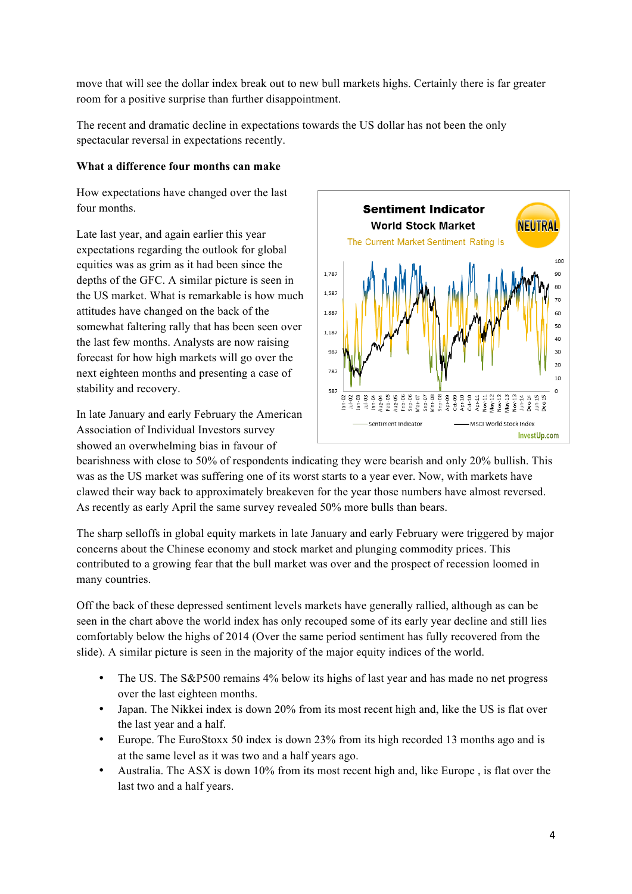move that will see the dollar index break out to new bull markets highs. Certainly there is far greater room for a positive surprise than further disappointment.

The recent and dramatic decline in expectations towards the US dollar has not been the only spectacular reversal in expectations recently.

**What a difference four months can make**

How expectations have changed over the last four months.

Late last year, and again earlier this year expectations regarding the outlook for global equities was as grim as it had been since the depths of the GFC. A similar picture is seen in the US market. What is remarkable is how much attitudes have changed on the back of the somewhat faltering rally that has been seen over the last few months. Analysts are now raising forecast for how high markets will go over the next eighteen months and presenting a case of stability and recovery.

In late January and early February the American Association of Individual Investors survey showed an overwhelming bias in favour of bearishness with close to 50% of respondents indicating they were bearish and only 20% bullish. This was as the US market was suffering one of its worst starts to a year ever. Now, with markets have clawed their way back to approximately breakeven for the year those numbers have almost reversed. As recently as early April the same survey revealed 50% more bulls than bears.

The sharp selloffs in global equity markets in late January and early February were triggered by major concerns about the Chinese economy and stock market and plunging commodity prices. This contributed to a growing fear that the bull market was over and the prospect of recession loomed in many countries.

Off the back of these depressed sentiment levels markets have generally rallied, although as can be seen in the chart above the world index has only recouped some of its early year decline and still lies comfortably below the highs of 2014 (Over the same period sentiment has fully recovered from the slide). A similar picture is seen in the majority of the major equity indices of the world.

- The US. The S&P500 remains 4% below its highs of last year and has made no net progress over the last eighteen months.
- Japan. The Nikkei index is down 20% from its most recent high and, like the US is flat over the last year and a half.
- Europe. The EuroStoxx 50 index is down 23% from its high recorded 13 months ago and is at the same level as it was two and a half years ago.
- Australia. The ASX is down 10% from its most recent high and, like Europe , is flat over the last two and a half years.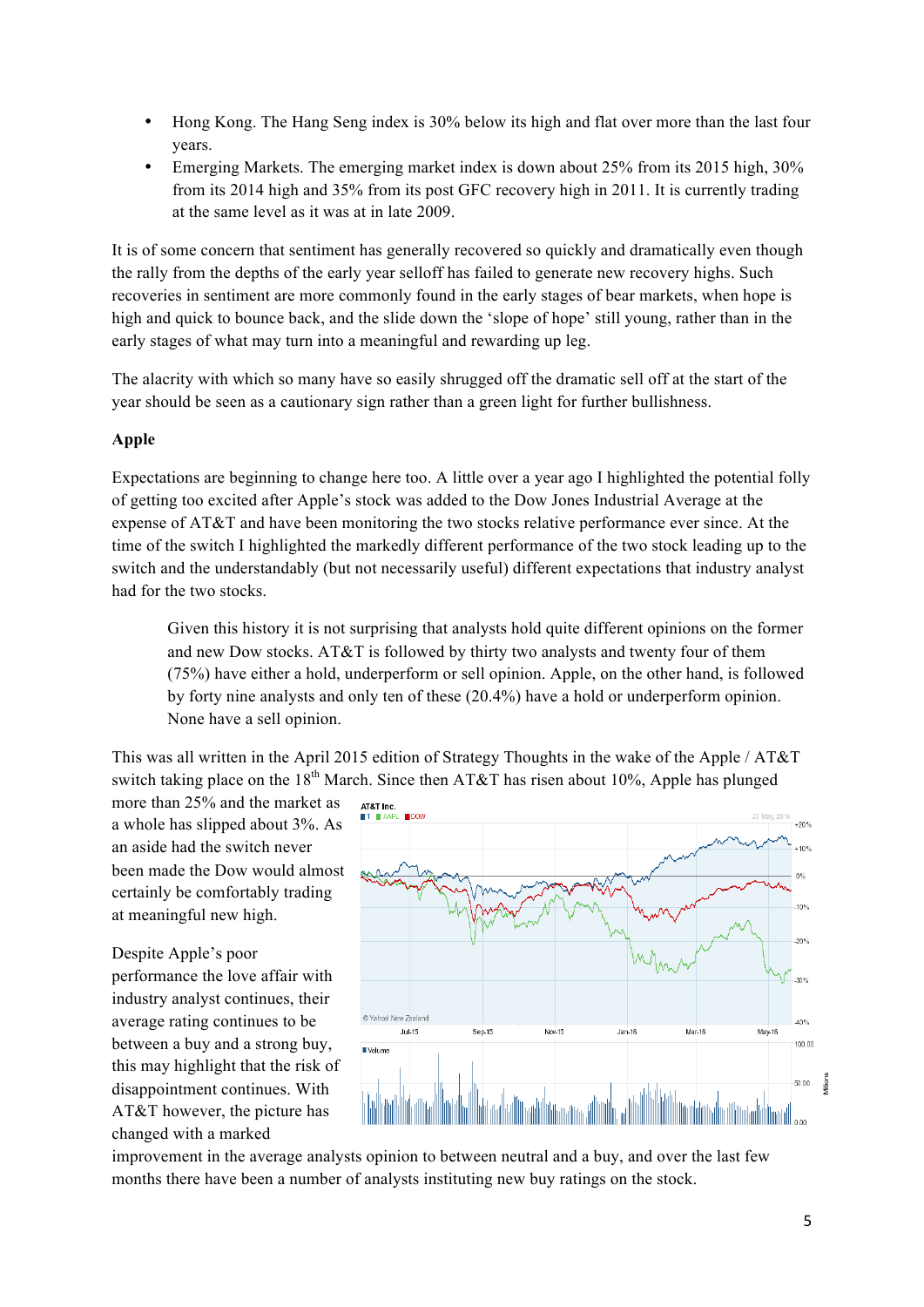- Hong Kong. The Hang Seng index is 30% below its high and flat over more than the last four years.
- Emerging Markets. The emerging market index is down about 25% from its 2015 high, 30% from its 2014 high and 35% from its post GFC recovery high in 2011. It is currently trading at the same level as it was at in late 2009.

It is of some concern that sentiment has generally recovered so quickly and dramatically even though the rally from the depths of the early year selloff has failed to generate new recovery highs. Such recoveries in sentiment are more commonly found in the early stages of bear markets, when hope is high and quick to bounce back, and the slide down the 'slope of hope' still young, rather than in the early stages of what may turn into a meaningful and rewarding up leg.

The alacrity with which so many have so easily shrugged off the dramatic sell off at the start of the year should be seen as a cautionary sign rather than a green light for further bullishness.

**Apple**

Expectations are beginning to change here too. A little over a year ago I highlighted the potential folly of getting too excited after Apple's stock was added to the Dow Jones Industrial Average at the expense of AT&T and have been monitoring the two stocks relative performance ever since. At the time of the switch I highlighted the markedly different performance of the two stock leading up to the switch and the understandably (but not necessarily useful) different expectations that industry analyst had for the two stocks.

> Given this history it is not surprising that analysts hold quite different opinions on the former and new Dow stocks. AT&T is followed by thirty two analysts and twenty four of them (75%) have either a hold, underperform or sell opinion. Apple, on the other hand, is followed by forty nine analysts and only ten of these (20.4%) have a hold or underperform opinion. None have a sell opinion.

This was all written in the April 2015 edition of Strategy Thoughts in the wake of the Apple / AT&T switch taking place on the 18th March. Since then AT&T has risen about 10%, Apple has plunged more than 25% and the market as a whole has slipped about 3%. As an aside had the switch never been made the Dow would almost certainly be comfortably trading at meaningful new high.

Despite Apple's poor performance the love affair with industry analyst continues, their average rating continues to be between a buy and a strong buy, this may highlight that the risk of disappointment continues. With AT&T however, the picture has changed with a marked improvement in the average analysts opinion to between neutral and a buy, and over the last few months there have been a number of analysts instituting new buy ratings on the stock.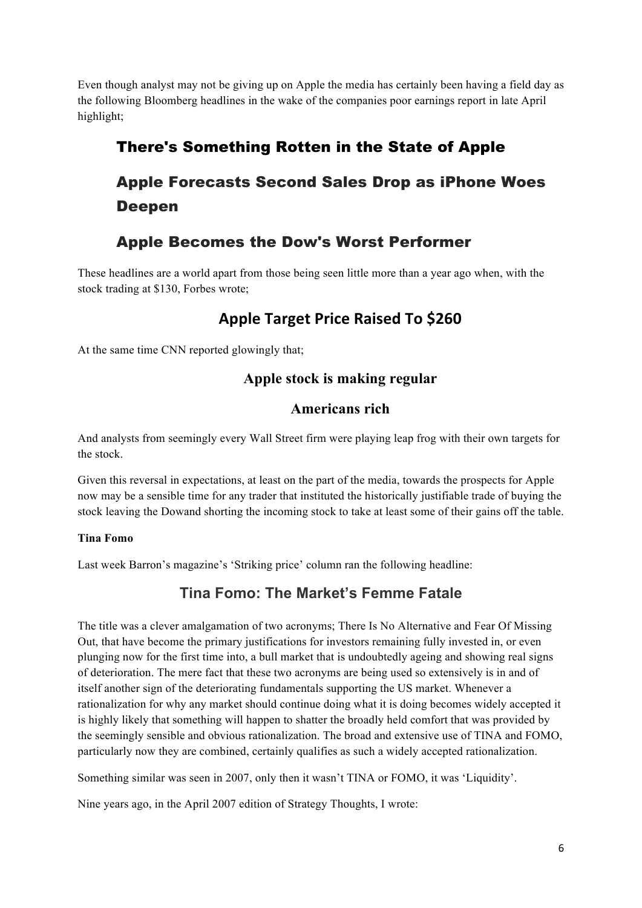Even though analyst may not be giving up on Apple the media has certainly been having a field day as the following Bloomberg headlines in the wake of the companies poor earnings report in late April highlight;

> **There's Something Rotten in the State of Apple**
>
> **Apple Forecasts Second Sales Drop as iPhone Woes Deepen**
>
> **Apple Becomes the Dow's Worst Performer**

These headlines are a world apart from those being seen little more than a year ago when, with the stock trading at $130, Forbes wrote;

> **Apple Target Price Raised To $260**

At the same time CNN reported glowingly that;

> **Apple stock is making regular Americans rich**

And analysts from seemingly every Wall Street firm were playing leap frog with their own targets for the stock.

Given this reversal in expectations, at least on the part of the media, towards the prospects for Apple now may be a sensible time for any trader that instituted the historically justifiable trade of buying the stock leaving the Dowand shorting the incoming stock to take at least some of their gains off the table.

**Tina Fomo**

Last week Barron's magazine's 'Striking price' column ran the following headline:

> **Tina Fomo: The Market's Femme Fatale**

The title was a clever amalgamation of two acronyms; There Is No Alternative and Fear Of Missing Out, that have become the primary justifications for investors remaining fully invested in, or even plunging now for the first time into, a bull market that is undoubtedly ageing and showing real signs of deterioration. The mere fact that these two acronyms are being used so extensively is in and of itself another sign of the deteriorating fundamentals supporting the US market. Whenever a rationalization for why any market should continue doing what it is doing becomes widely accepted it is highly likely that something will happen to shatter the broadly held comfort that was provided by the seemingly sensible and obvious rationalization. The broad and extensive use of TINA and FOMO, particularly now they are combined, certainly qualifies as such a widely accepted rationalization.

Something similar was seen in 2007, only then it wasn't TINA or FOMO, it was 'Liquidity'.

Nine years ago, in the April 2007 edition of Strategy Thoughts, I wrote: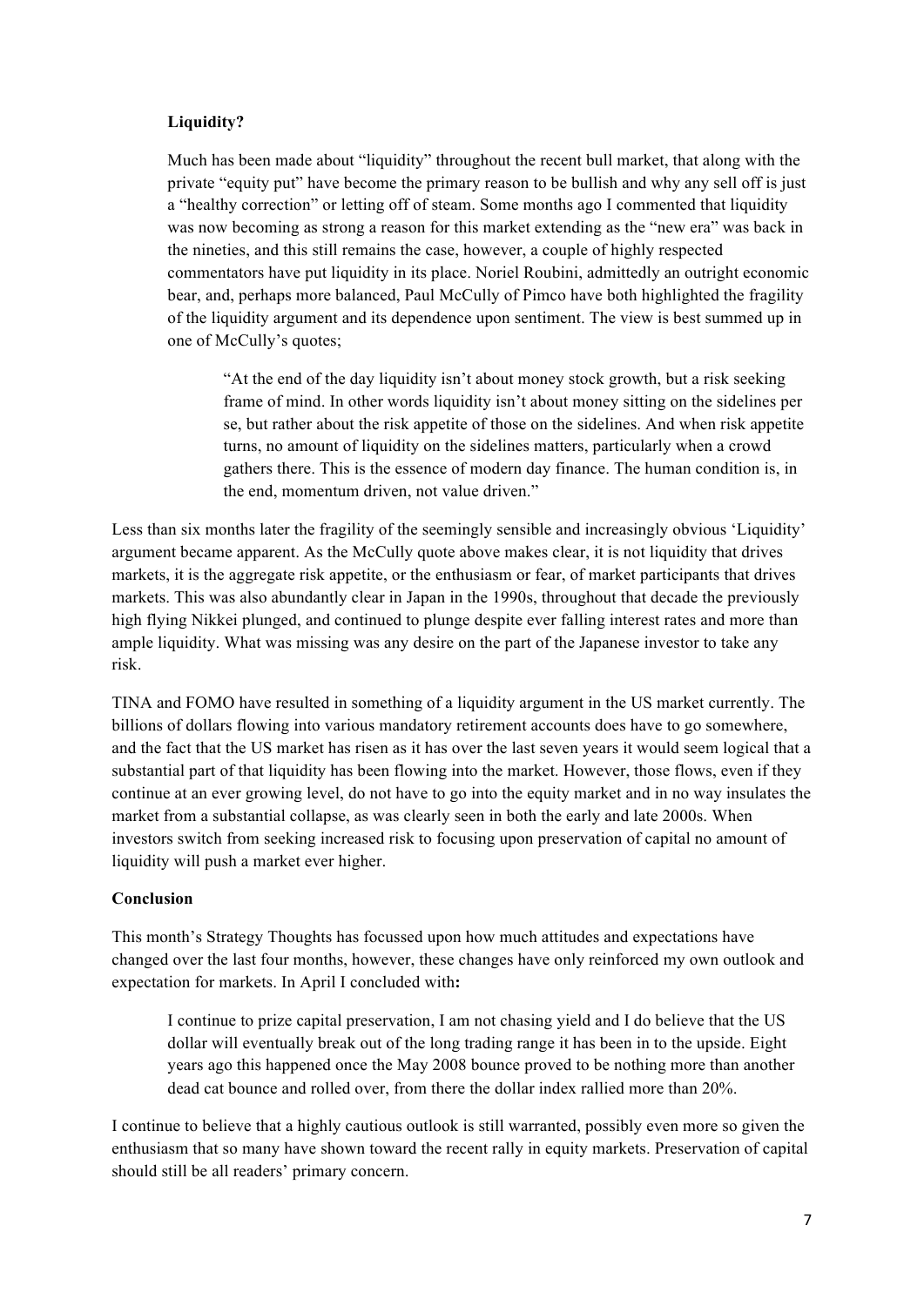**Liquidity?**

Much has been made about "liquidity" throughout the recent bull market, that along with the private "equity put" have become the primary reason to be bullish and why any sell off is just a "healthy correction" or letting off of steam. Some months ago I commented that liquidity was now becoming as strong a reason for this market extending as the "new era" was back in the nineties, and this still remains the case, however, a couple of highly respected commentators have put liquidity in its place. Noriel Roubini, admittedly an outright economic bear, and, perhaps more balanced, Paul McCully of Pimco have both highlighted the fragility of the liquidity argument and its dependence upon sentiment. The view is best summed up in one of McCully's quotes;

> "At the end of the day liquidity isn't about money stock growth, but a risk seeking frame of mind. In other words liquidity isn't about money sitting on the sidelines per se, but rather about the risk appetite of those on the sidelines. And when risk appetite turns, no amount of liquidity on the sidelines matters, particularly when a crowd gathers there. This is the essence of modern day finance. The human condition is, in the end, momentum driven, not value driven."

Less than six months later the fragility of the seemingly sensible and increasingly obvious 'Liquidity' argument became apparent. As the McCully quote above makes clear, it is not liquidity that drives markets, it is the aggregate risk appetite, or the enthusiasm or fear, of market participants that drives markets. This was also abundantly clear in Japan in the 1990s, throughout that decade the previously high flying Nikkei plunged, and continued to plunge despite ever falling interest rates and more than ample liquidity. What was missing was any desire on the part of the Japanese investor to take any risk.

TINA and FOMO have resulted in something of a liquidity argument in the US market currently. The billions of dollars flowing into various mandatory retirement accounts does have to go somewhere, and the fact that the US market has risen as it has over the last seven years it would seem logical that a substantial part of that liquidity has been flowing into the market. However, those flows, even if they continue at an ever growing level, do not have to go into the equity market and in no way insulates the market from a substantial collapse, as was clearly seen in both the early and late 2000s. When investors switch from seeking increased risk to focusing upon preservation of capital no amount of liquidity will push a market ever higher.

**Conclusion**

This month's Strategy Thoughts has focussed upon how much attitudes and expectations have changed over the last four months, however, these changes have only reinforced my own outlook and expectation for markets. In April I concluded with**:**

> I continue to prize capital preservation, I am not chasing yield and I do believe that the US dollar will eventually break out of the long trading range it has been in to the upside. Eight years ago this happened once the May 2008 bounce proved to be nothing more than another dead cat bounce and rolled over, from there the dollar index rallied more than 20%.

I continue to believe that a highly cautious outlook is still warranted, possibly even more so given the enthusiasm that so many have shown toward the recent rally in equity markets. Preservation of capital should still be all readers' primary concern.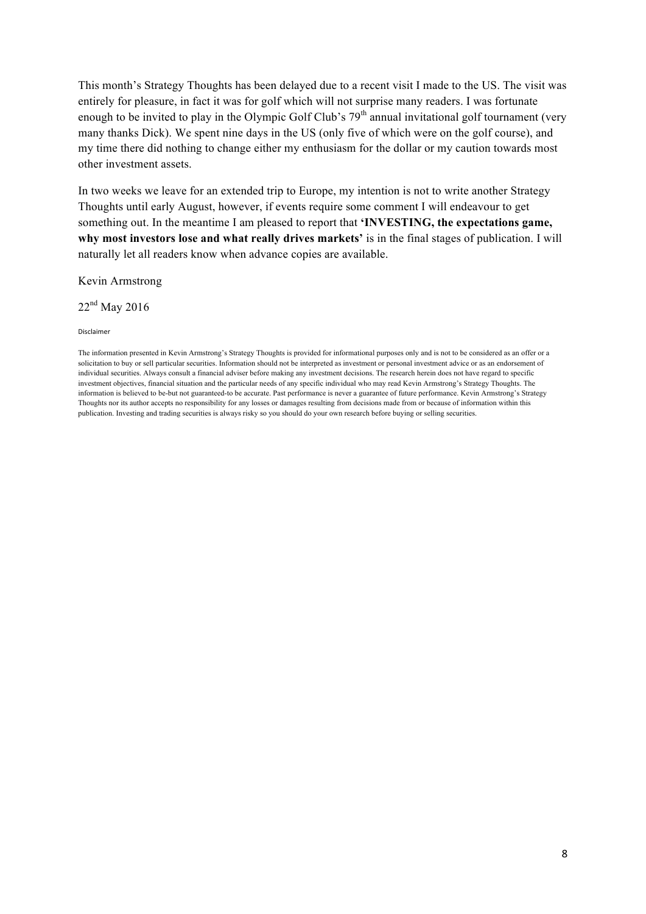This month's Strategy Thoughts has been delayed due to a recent visit I made to the US. The visit was entirely for pleasure, in fact it was for golf which will not surprise many readers. I was fortunate enough to be invited to play in the Olympic Golf Club's 79th annual invitational golf tournament (very many thanks Dick). We spent nine days in the US (only five of which were on the golf course), and my time there did nothing to change either my enthusiasm for the dollar or my caution towards most other investment assets.

In two weeks we leave for an extended trip to Europe, my intention is not to write another Strategy Thoughts until early August, however, if events require some comment I will endeavour to get something out. In the meantime I am pleased to report that **'INVESTING, the expectations game, why most investors lose and what really drives markets'** is in the final stages of publication. I will naturally let all readers know when advance copies are available.

Kevin Armstrong

22nd May 2016

Disclaimer

The information presented in Kevin Armstrong's Strategy Thoughts is provided for informational purposes only and is not to be considered as an offer or a solicitation to buy or sell particular securities. Information should not be interpreted as investment or personal investment advice or as an endorsement of individual securities. Always consult a financial adviser before making any investment decisions. The research herein does not have regard to specific investment objectives, financial situation and the particular needs of any specific individual who may read Kevin Armstrong's Strategy Thoughts. The information is believed to be-but not guaranteed-to be accurate. Past performance is never a guarantee of future performance. Kevin Armstrong's Strategy Thoughts nor its author accepts no responsibility for any losses or damages resulting from decisions made from or because of information within this publication. Investing and trading securities is always risky so you should do your own research before buying or selling securities.